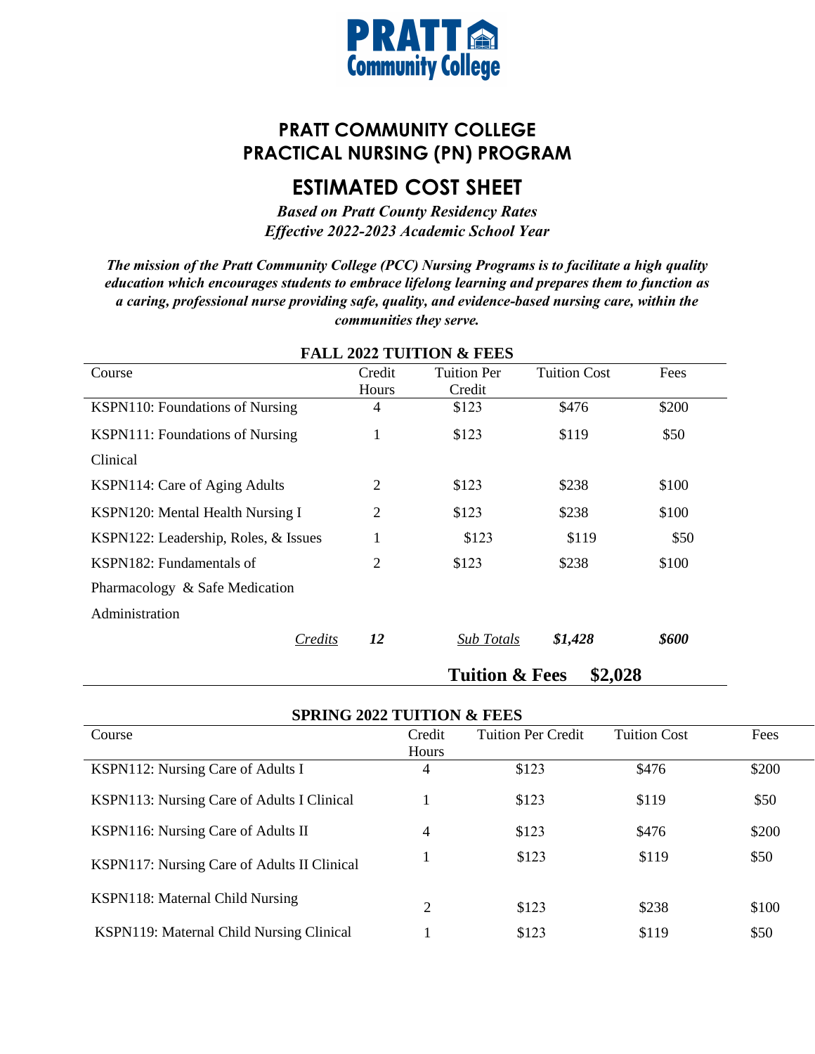**PRATT Community College**

# PRATT COMMUNITY COLLEGE
# PRACTICAL NURSING (PN) PROGRAM

## ESTIMATED COST SHEET

***Based on Pratt County Residency Rates***
***Effective 2022-2023 Academic School Year***

***The mission of the Pratt Community College (PCC) Nursing Programs is to facilitate a high quality education which encourages students to embrace lifelong learning and prepares them to function as a caring, professional nurse providing safe, quality, and evidence-based nursing care, within the communities they serve.***

**FALL 2022 TUITION & FEES**

| Course | Credit Hours | Tuition Per Credit | Tuition Cost | Fees |
|---|---|---|---|---|
| KSPN110: Foundations of Nursing | 4 | $123 | $476 | $200 |
| KSPN111: Foundations of Nursing Clinical | 1 | $123 | $119 | $50 |
| KSPN114: Care of Aging Adults | 2 | $123 | $238 | $100 |
| KSPN120: Mental Health Nursing I | 2 | $123 | $238 | $100 |
| KSPN122: Leadership, Roles, & Issues | 1 | $123 | $119 | $50 |
| KSPN182: Fundamentals of Pharmacology & Safe Medication Administration | 2 | $123 | $238 | $100 |
| *Credits* | ***12*** | *Sub Totals* | ***$1,428*** | ***$600*** |
| | | **Tuition & Fees** | **$2,028** | |

**SPRING 2022 TUITION & FEES**

| Course | Credit Hours | Tuition Per Credit | Tuition Cost | Fees |
|---|---|---|---|---|
| KSPN112: Nursing Care of Adults I | 4 | $123 | $476 | $200 |
| KSPN113: Nursing Care of Adults I Clinical | 1 | $123 | $119 | $50 |
| KSPN116: Nursing Care of Adults II | 4 | $123 | $476 | $200 |
| KSPN117: Nursing Care of Adults II Clinical | 1 | $123 | $119 | $50 |
| KSPN118: Maternal Child Nursing | 2 | $123 | $238 | $100 |
| KSPN119: Maternal Child Nursing Clinical | 1 | $123 | $119 | $50 |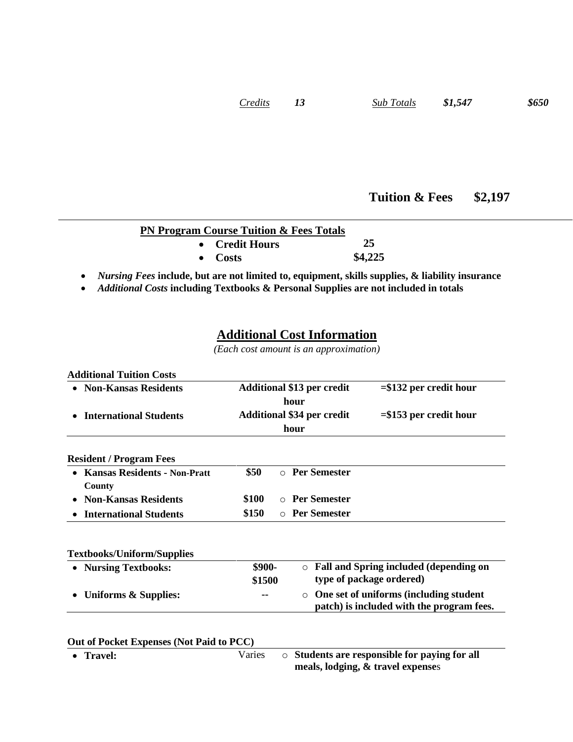| *Credits* | ***13*** | *Sub Totals* | ***$1,547*** | ***$650*** |
|---|---|---|---|---|

**Tuition & Fees $2,197**

---

**PN Program Course Tuition & Fees Totals**

- **Credit Hours** **25**
- **Costs** **$4,225**

- ***Nursing Fees*** **include, but are not limited to, equipment, skills supplies, & liability insurance**
- ***Additional Costs*** **including Textbooks & Personal Supplies are not included in totals**

## Additional Cost Information

*(Each cost amount is an approximation)*

**Additional Tuition Costs**

| | | |
|---|---|---|
| • **Non-Kansas Residents** | **Additional $13 per credit hour** | **=$132 per credit hour** |
| • **International Students** | **Additional $34 per credit hour** | **=$153 per credit hour** |

**Resident / Program Fees**

| | | |
|---|---|---|
| • **Kansas Residents - Non-Pratt County** | **$50** | ○ **Per Semester** |
| • **Non-Kansas Residents** | **$100** | ○ **Per Semester** |
| • **International Students** | **$150** | ○ **Per Semester** |

**Textbooks/Uniform/Supplies**

| | | |
|---|---|---|
| • **Nursing Textbooks:** | **$900-$1500** | ○ **Fall and Spring included (depending on type of package ordered)** |
| • **Uniforms & Supplies:** | **--** | ○ **One set of uniforms (including student patch) is included with the program fees.** |

**Out of Pocket Expenses (Not Paid to PCC)**

| | | |
|---|---|---|
| • **Travel:** | Varies | ○ **Students are responsible for paying for all meals, lodging, & travel expense**s |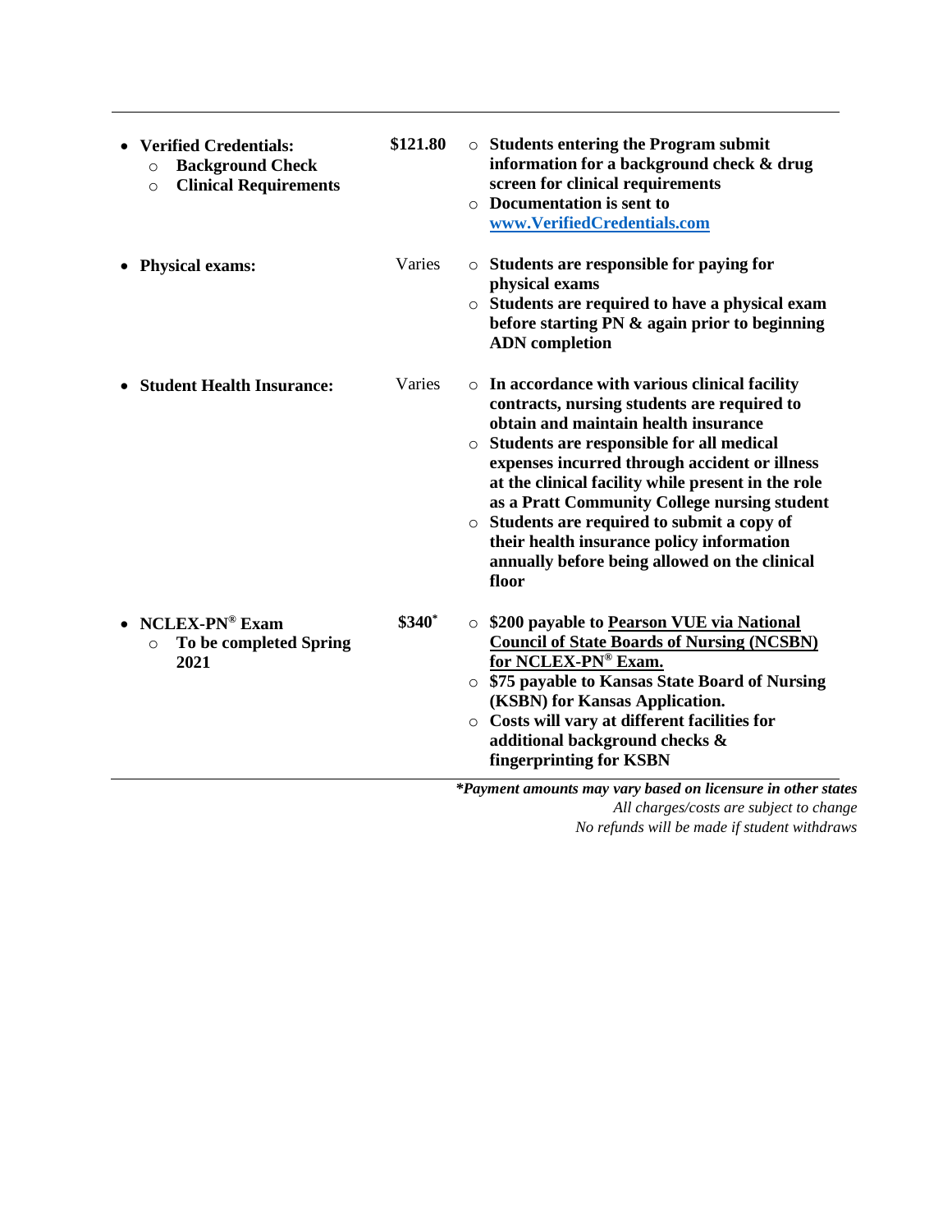| | | |
|---|---|---|
| • **Verified Credentials:**<br>◦ **Background Check**<br>◦ **Clinical Requirements** | **$121.80** | ◦ **Students entering the Program submit information for a background check & drug screen for clinical requirements**<br>◦ **Documentation is sent to [www.VerifiedCredentials.com](http://www.VerifiedCredentials.com)** |
| • **Physical exams:** | Varies | ◦ **Students are responsible for paying for physical exams**<br>◦ **Students are required to have a physical exam before starting PN & again prior to beginning ADN completion** |
| • **Student Health Insurance:** | Varies | ◦ **In accordance with various clinical facility contracts, nursing students are required to obtain and maintain health insurance**<br>◦ **Students are responsible for all medical expenses incurred through accident or illness at the clinical facility while present in the role as a Pratt Community College nursing student**<br>◦ **Students are required to submit a copy of their health insurance policy information annually before being allowed on the clinical floor** |
| • **NCLEX-PN® Exam**<br>◦ **To be completed Spring 2021** | **$340*** | ◦ **$200 payable to <u>Pearson VUE via National Council of State Boards of Nursing (NCSBN) for NCLEX-PN® Exam.</u>**<br>◦ **$75 payable to Kansas State Board of Nursing (KSBN) for Kansas Application.**<br>◦ **Costs will vary at different facilities for additional background checks & fingerprinting for KSBN** |

***Payment amounts may vary based on licensure in other states***

*All charges/costs are subject to change*

*No refunds will be made if student withdraws*